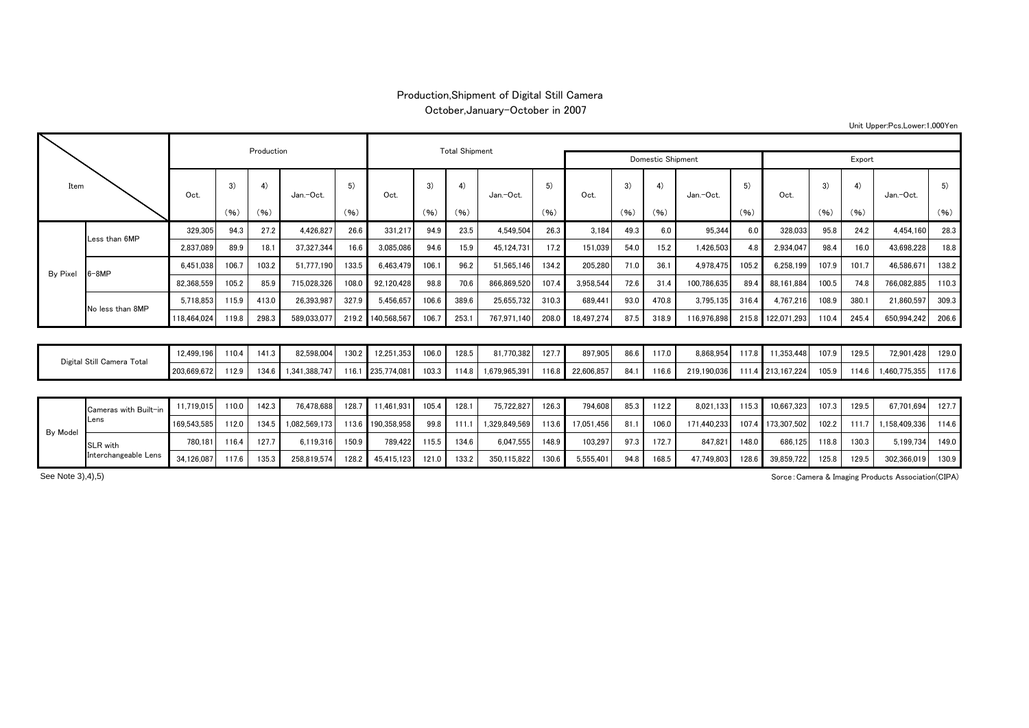# Production,Shipment of Digital Still Camera

October,January-October in 2007

Unit Upper:Pcs,Lower:1,000Yen

| Item | | Production | | | | | Total Shipment | | | | | Domestic Shipment | | | | | Export | | | | |
|---|---|---|---|---|---|---|---|---|---|---|---|---|---|---|---|---|---|---|---|---|---|
| | | Oct. | 3) (%) | 4) (%) | Jan.-Oct. | 5) (%) | Oct. | 3) (%) | 4) (%) | Jan.-Oct. | 5) (%) | Oct. | 3) (%) | 4) (%) | Jan.-Oct. | 5) (%) | Oct. | 3) (%) | 4) (%) | Jan.-Oct. | 5) (%) |
| By Pixel | Less than 6MP | 329,305 | 94.3 | 27.2 | 4,426,827 | 26.6 | 331,217 | 94.9 | 23.5 | 4,549,504 | 26.3 | 3,184 | 49.3 | 6.0 | 95,344 | 6.0 | 328,033 | 95.8 | 24.2 | 4,454,160 | 28.3 |
| | | 2,837,089 | 89.9 | 18.1 | 37,327,344 | 16.6 | 3,085,086 | 94.6 | 15.9 | 45,124,731 | 17.2 | 151,039 | 54.0 | 15.2 | 1,426,503 | 4.8 | 2,934,047 | 98.4 | 16.0 | 43,698,228 | 18.8 |
| | 6-8MP | 6,451,038 | 106.7 | 103.2 | 51,777,190 | 133.5 | 6,463,479 | 106.1 | 96.2 | 51,565,146 | 134.2 | 205,280 | 71.0 | 36.1 | 4,978,475 | 105.2 | 6,258,199 | 107.9 | 101.7 | 46,586,671 | 138.2 |
| | | 82,368,559 | 105.2 | 85.9 | 715,028,326 | 108.0 | 92,120,428 | 98.8 | 70.6 | 866,869,520 | 107.4 | 3,958,544 | 72.6 | 31.4 | 100,786,635 | 89.4 | 88,161,884 | 100.5 | 74.8 | 766,082,885 | 110.3 |
| | No less than 8MP | 5,718,853 | 115.9 | 413.0 | 26,393,987 | 327.9 | 5,456,657 | 106.6 | 389.6 | 25,655,732 | 310.3 | 689,441 | 93.0 | 470.8 | 3,795,135 | 316.4 | 4,767,216 | 108.9 | 380.1 | 21,860,597 | 309.3 |
| | | 118,464,024 | 119.8 | 298.3 | 589,033,077 | 219.2 | 140,568,567 | 106.7 | 253.1 | 767,971,140 | 208.0 | 18,497,274 | 87.5 | 318.9 | 116,976,898 | 215.8 | 122,071,293 | 110.4 | 245.4 | 650,994,242 | 206.6 |
| Digital Still Camera Total | | 12,499,196 | 110.4 | 141.3 | 82,598,004 | 130.2 | 12,251,353 | 106.0 | 128.5 | 81,770,382 | 127.7 | 897,905 | 86.6 | 117.0 | 8,868,954 | 117.8 | 11,353,448 | 107.9 | 129.5 | 72,901,428 | 129.0 |
| | | 203,669,672 | 112.9 | 134.6 | 1,341,388,747 | 116.1 | 235,774,081 | 103.3 | 114.8 | 1,679,965,391 | 116.8 | 22,606,857 | 84.1 | 116.6 | 219,190,036 | 111.4 | 213,167,224 | 105.9 | 114.6 | 1,460,775,355 | 117.6 |
| By Model | Cameras with Built-in Lens | 11,719,015 | 110.0 | 142.3 | 76,478,688 | 128.7 | 11,461,931 | 105.4 | 128.1 | 75,722,827 | 126.3 | 794,608 | 85.3 | 112.2 | 8,021,133 | 115.3 | 10,667,323 | 107.3 | 129.5 | 67,701,694 | 127.7 |
| | | 169,543,585 | 112.0 | 134.5 | 1,082,569,173 | 113.6 | 190,358,958 | 99.8 | 111.1 | 1,329,849,569 | 113.6 | 17,051,456 | 81.1 | 106.0 | 171,440,233 | 107.4 | 173,307,502 | 102.2 | 111.7 | 1,158,409,336 | 114.6 |
| | SLR with Interchangeable Lens | 780,181 | 116.4 | 127.7 | 6,119,316 | 150.9 | 789,422 | 115.5 | 134.6 | 6,047,555 | 148.9 | 103,297 | 97.3 | 172.7 | 847,821 | 148.0 | 686,125 | 118.8 | 130.3 | 5,199,734 | 149.0 |
| | | 34,126,087 | 117.6 | 135.3 | 258,819,574 | 128.2 | 45,415,123 | 121.0 | 133.2 | 350,115,822 | 130.6 | 5,555,401 | 94.8 | 168.5 | 47,749,803 | 128.6 | 39,859,722 | 125.8 | 129.5 | 302,366,019 | 130.9 |

See Note 3),4),5)

Sorce：Camera & Imaging Products Association(CIPA)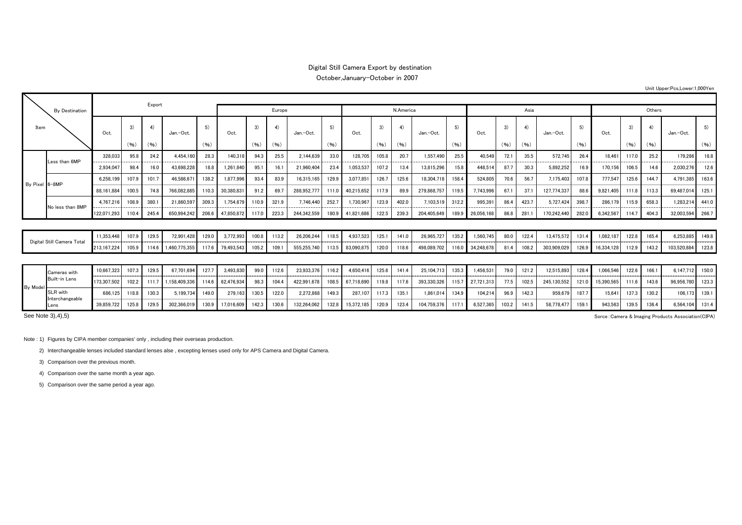# Digital Still Camera Export by destination

October,January-October in 2007

Unit Upper:Pcs,Lower:1,000Yen

| Item | By Destination | Export | | | | | Europe | | | | | N.America | | | | | Asia | | | | | Others | | | | |
|---|---|---|---|---|---|---|---|---|---|---|---|---|---|---|---|---|---|---|---|---|---|---|---|---|---|---|
| | | Oct. | 3) (%) | 4) (%) | Jan.-Oct. | 5) (%) | Oct. | 3) (%) | 4) (%) | Jan.-Oct. | 5) (%) | Oct. | 3) (%) | 4) (%) | Jan.-Oct. | 5) (%) | Oct. | 3) (%) | 4) (%) | Jan.-Oct. | 5) (%) | Oct. | 3) (%) | 4) (%) | Jan.-Oct. | 5) (%) |
| By Pixel | Less than 6MP | 328,033 | 95.8 | 24.2 | 4,454,160 | 28.3 | 140,318 | 94.3 | 25.5 | 2,144,639 | 33.0 | 128,705 | 105.8 | 20.7 | 1,557,490 | 25.5 | 40,549 | 72.1 | 35.5 | 572,745 | 26.4 | 18,461 | 117.0 | 25.2 | 179,286 | 18.8 |
| | | 2,934,047 | 98.4 | 16.0 | 43,698,228 | 18.8 | 1,261,840 | 95.1 | 16.1 | 21,960,404 | 23.4 | 1,053,537 | 107.2 | 13.4 | 13,815,296 | 15.8 | 448,514 | 87.7 | 30.3 | 5,892,252 | 16.9 | 170,156 | 106.5 | 14.6 | 2,030,276 | 12.6 |
| | 6-8MP | 6,258,199 | 107.9 | 101.7 | 46,586,671 | 138.2 | 1,877,996 | 93.4 | 83.9 | 16,315,165 | 129.9 | 3,077,851 | 126.7 | 125.6 | 18,304,718 | 158.4 | 524,805 | 70.6 | 56.7 | 7,175,403 | 107.8 | 777,547 | 125.6 | 144.7 | 4,791,385 | 163.6 |
| | | 88,161,884 | 100.5 | 74.8 | 766,082,885 | 110.3 | 30,380,831 | 91.2 | 69.7 | 288,952,777 | 111.0 | 40,215,652 | 117.9 | 89.9 | 279,868,757 | 119.5 | 7,743,996 | 67.1 | 37.1 | 127,774,337 | 88.6 | 9,821,405 | 111.8 | 113.3 | 69,487,014 | 125.1 |
| | No less than 8MP | 4,767,216 | 108.9 | 380.1 | 21,860,597 | 309.3 | 1,754,679 | 110.9 | 321.9 | 7,746,440 | 252.7 | 1,730,967 | 123.9 | 402.0 | 7,103,519 | 312.2 | 995,391 | 86.4 | 423.7 | 5,727,424 | 398.7 | 286,179 | 115.9 | 658.3 | 1,283,214 | 441.0 |
| | | 122,071,293 | 110.4 | 245.4 | 650,994,242 | 206.6 | 47,850,872 | 117.0 | 223.3 | 244,342,559 | 180.9 | 41,821,686 | 122.5 | 239.3 | 204,405,649 | 189.9 | 26,056,168 | 86.8 | 281.1 | 170,242,440 | 282.0 | 6,342,567 | 114.7 | 404.3 | 32,003,594 | 266.7 |
| Digital Still Camera Total | | 11,353,448 | 107.9 | 129.5 | 72,901,428 | 129.0 | 3,772,993 | 100.8 | 113.2 | 26,206,244 | 118.5 | 4,937,523 | 125.1 | 141.0 | 26,965,727 | 135.2 | 1,560,745 | 80.0 | 122.4 | 13,475,572 | 131.4 | 1,082,187 | 122.8 | 165.4 | 6,253,885 | 149.8 |
| | | 213,167,224 | 105.9 | 114.6 | 1,460,775,355 | 117.6 | 79,493,543 | 105.2 | 109.1 | 555,255,740 | 113.5 | 83,090,875 | 120.0 | 118.6 | 498,089,702 | 116.0 | 34,248,678 | 81.4 | 108.2 | 303,909,029 | 126.9 | 16,334,128 | 112.9 | 143.2 | 103,520,884 | 123.8 |
| By Model | Cameras with Built-in Lens | 10,667,323 | 107.3 | 129.5 | 67,701,694 | 127.7 | 3,493,830 | 99.0 | 112.6 | 23,933,376 | 116.2 | 4,650,416 | 125.6 | 141.4 | 25,104,713 | 135.3 | 1,456,531 | 79.0 | 121.2 | 12,515,893 | 128.4 | 1,066,546 | 122.6 | 166.1 | 6,147,712 | 150.0 |
| | | 173,307,502 | 102.2 | 111.7 | 1,158,409,336 | 114.6 | 62,476,934 | 98.3 | 104.4 | 422,991,678 | 108.5 | 67,718,690 | 119.8 | 117.6 | 393,330,326 | 115.7 | 27,721,313 | 77.5 | 102.5 | 245,130,552 | 121.0 | 15,390,565 | 111.6 | 143.6 | 96,956,780 | 123.3 |
| | SLR with Interchangeable Lens | 686,125 | 118.8 | 130.3 | 5,199,734 | 149.0 | 279,163 | 130.5 | 122.0 | 2,272,868 | 149.3 | 287,107 | 117.3 | 135.1 | 1,861,014 | 134.9 | 104,214 | 96.9 | 142.3 | 959,679 | 187.7 | 15,641 | 137.3 | 130.2 | 106,173 | 139.1 |
| | | 39,859,722 | 125.8 | 129.5 | 302,366,019 | 130.9 | 17,016,609 | 142.3 | 130.6 | 132,264,062 | 132.8 | 15,372,185 | 120.9 | 123.4 | 104,759,376 | 117.1 | 6,527,365 | 103.2 | 141.5 | 58,778,477 | 159.1 | 943,563 | 139.5 | 136.4 | 6,564,104 | 131.4 |

See Note 3),4),5)

Sorce:Camera & Imaging Products Association(CIPA)

Note : 1) Figures by CIPA member companies' only , including their overseas production.

2) Interchangeable lenses included standard lenses alse , excepting lenses used only for APS Camera and Digital Camera.

3) Comparison over the previous month.

4) Comparison over the same month a year ago.

5) Comparison over the same period a year ago.